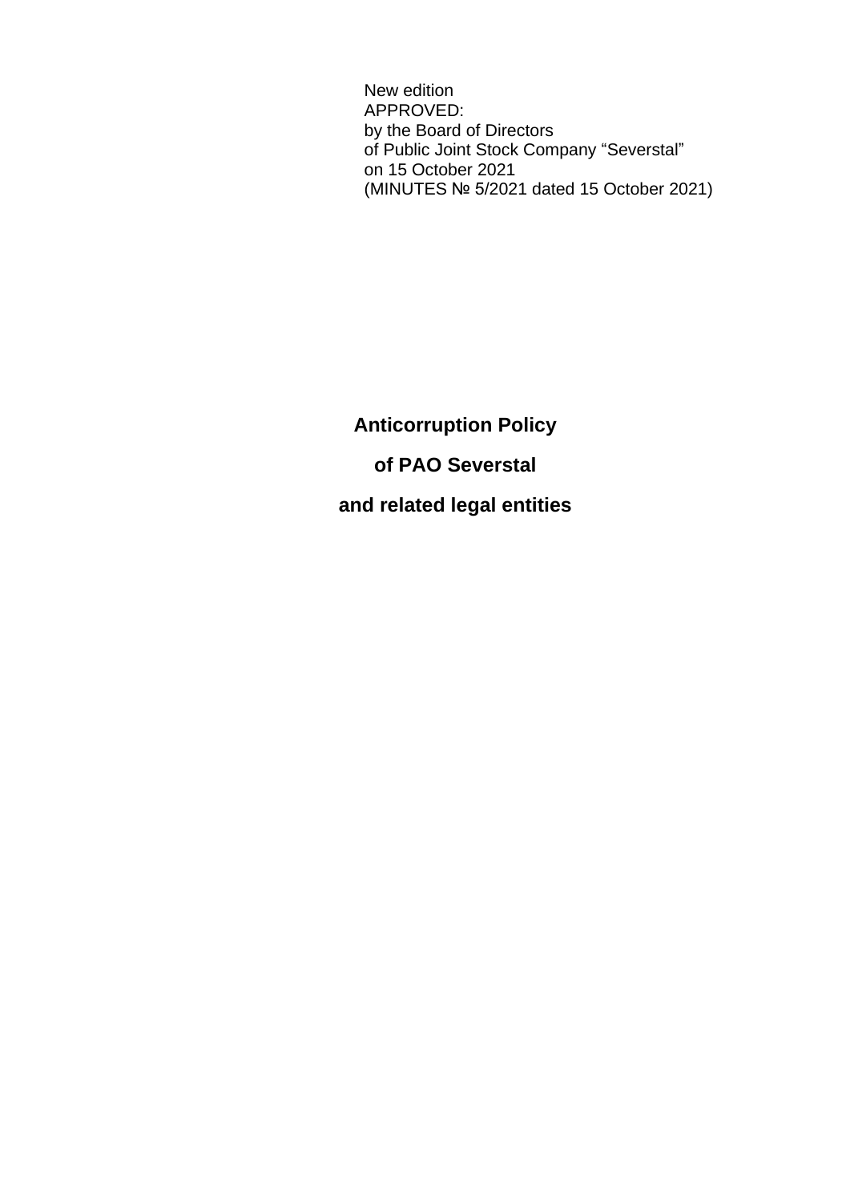New edition
APPROVED:
by the Board of Directors
of Public Joint Stock Company "Severstal"
on 15 October 2021
(MINUTES № 5/2021 dated 15 October 2021)

# Anticorruption Policy

# of PAO Severstal

# and related legal entities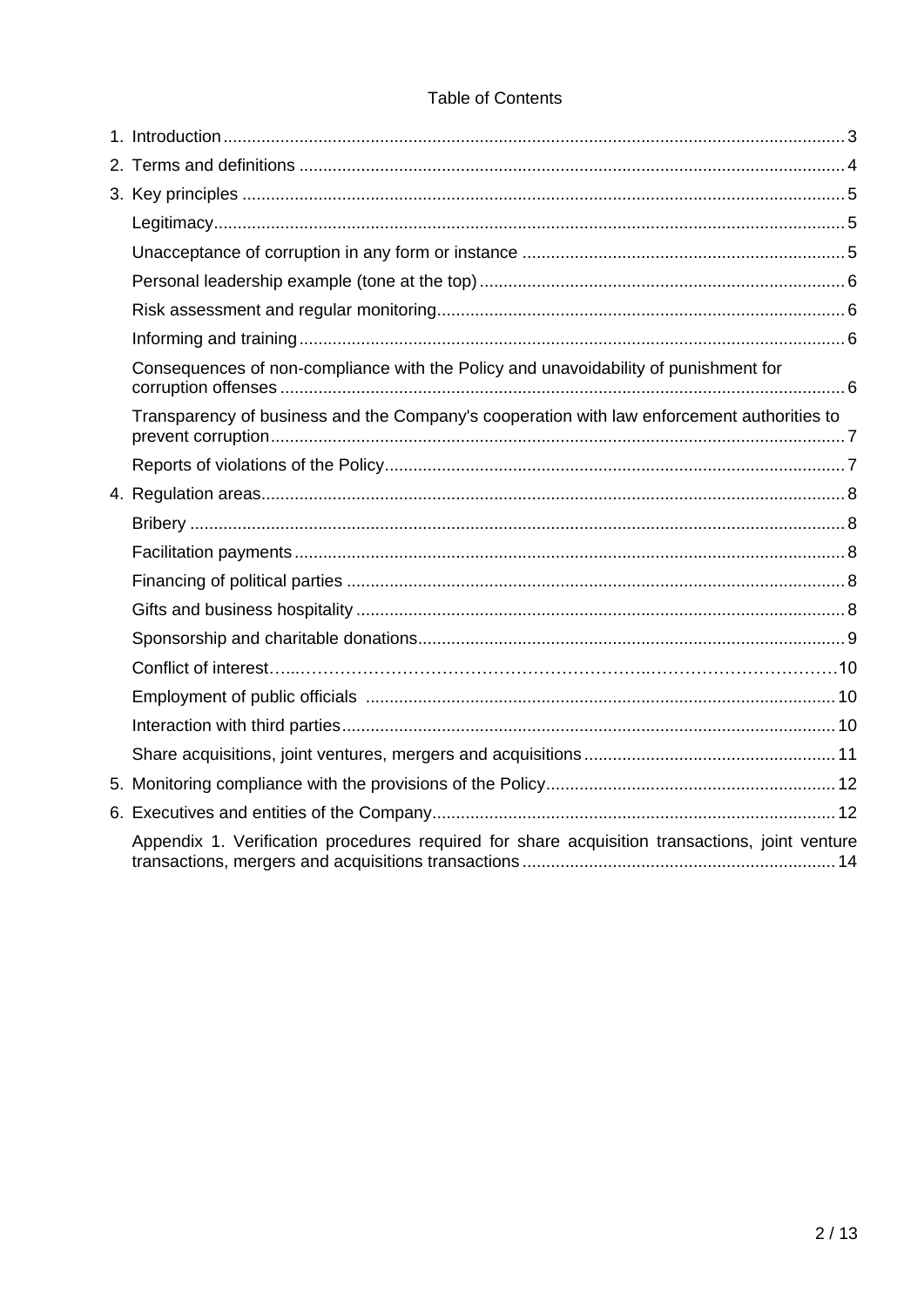# Table of Contents

1. Introduction ..... 3
2. Terms and definitions ..... 4
3. Key principles ..... 5
   - Legitimacy ..... 5
   - Unacceptance of corruption in any form or instance ..... 5
   - Personal leadership example (tone at the top) ..... 6
   - Risk assessment and regular monitoring ..... 6
   - Informing and training ..... 6
   - Consequences of non-compliance with the Policy and unavoidability of punishment for corruption offenses ..... 6
   - Transparency of business and the Company's cooperation with law enforcement authorities to prevent corruption ..... 7
   - Reports of violations of the Policy ..... 7
4. Regulation areas ..... 8
   - Bribery ..... 8
   - Facilitation payments ..... 8
   - Financing of political parties ..... 8
   - Gifts and business hospitality ..... 8
   - Sponsorship and charitable donations ..... 9
   - Conflict of interest ..... 10
   - Employment of public officials ..... 10
   - Interaction with third parties ..... 10
   - Share acquisitions, joint ventures, mergers and acquisitions ..... 11
5. Monitoring compliance with the provisions of the Policy ..... 12
6. Executives and entities of the Company ..... 12
   - Appendix 1. Verification procedures required for share acquisition transactions, joint venture transactions, mergers and acquisitions transactions ..... 14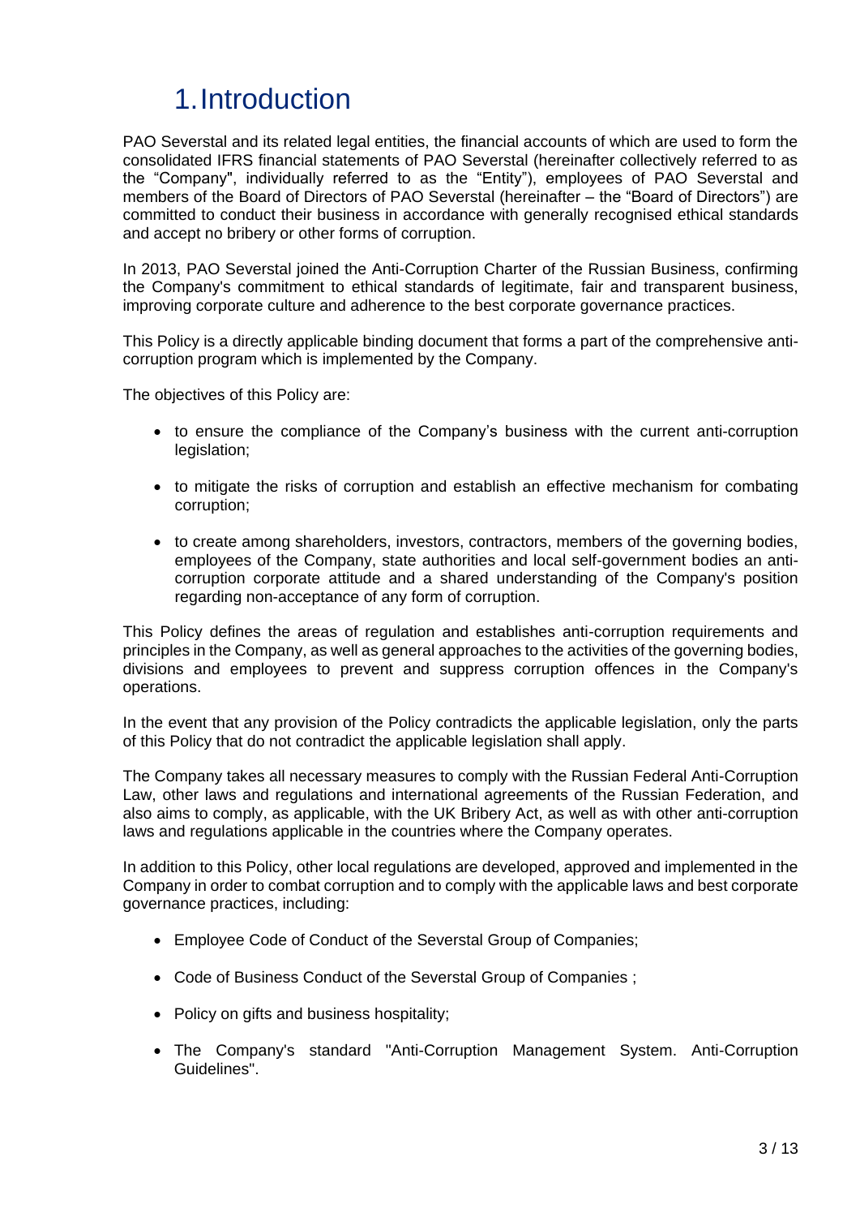# 1. Introduction

PAO Severstal and its related legal entities, the financial accounts of which are used to form the consolidated IFRS financial statements of PAO Severstal (hereinafter collectively referred to as the "Company", individually referred to as the "Entity"), employees of PAO Severstal and members of the Board of Directors of PAO Severstal (hereinafter – the "Board of Directors") are committed to conduct their business in accordance with generally recognised ethical standards and accept no bribery or other forms of corruption.

In 2013, PAO Severstal joined the Anti-Corruption Charter of the Russian Business, confirming the Company's commitment to ethical standards of legitimate, fair and transparent business, improving corporate culture and adherence to the best corporate governance practices.

This Policy is a directly applicable binding document that forms a part of the comprehensive anti-corruption program which is implemented by the Company.

The objectives of this Policy are:

- to ensure the compliance of the Company's business with the current anti-corruption legislation;
- to mitigate the risks of corruption and establish an effective mechanism for combating corruption;
- to create among shareholders, investors, contractors, members of the governing bodies, employees of the Company, state authorities and local self-government bodies an anti-corruption corporate attitude and a shared understanding of the Company's position regarding non-acceptance of any form of corruption.

This Policy defines the areas of regulation and establishes anti-corruption requirements and principles in the Company, as well as general approaches to the activities of the governing bodies, divisions and employees to prevent and suppress corruption offences in the Company's operations.

In the event that any provision of the Policy contradicts the applicable legislation, only the parts of this Policy that do not contradict the applicable legislation shall apply.

The Company takes all necessary measures to comply with the Russian Federal Anti-Corruption Law, other laws and regulations and international agreements of the Russian Federation, and also aims to comply, as applicable, with the UK Bribery Act, as well as with other anti-corruption laws and regulations applicable in the countries where the Company operates.

In addition to this Policy, other local regulations are developed, approved and implemented in the Company in order to combat corruption and to comply with the applicable laws and best corporate governance practices, including:

- Employee Code of Conduct of the Severstal Group of Companies;
- Code of Business Conduct of the Severstal Group of Companies ;
- Policy on gifts and business hospitality;
- The Company's standard "Anti-Corruption Management System. Anti-Corruption Guidelines".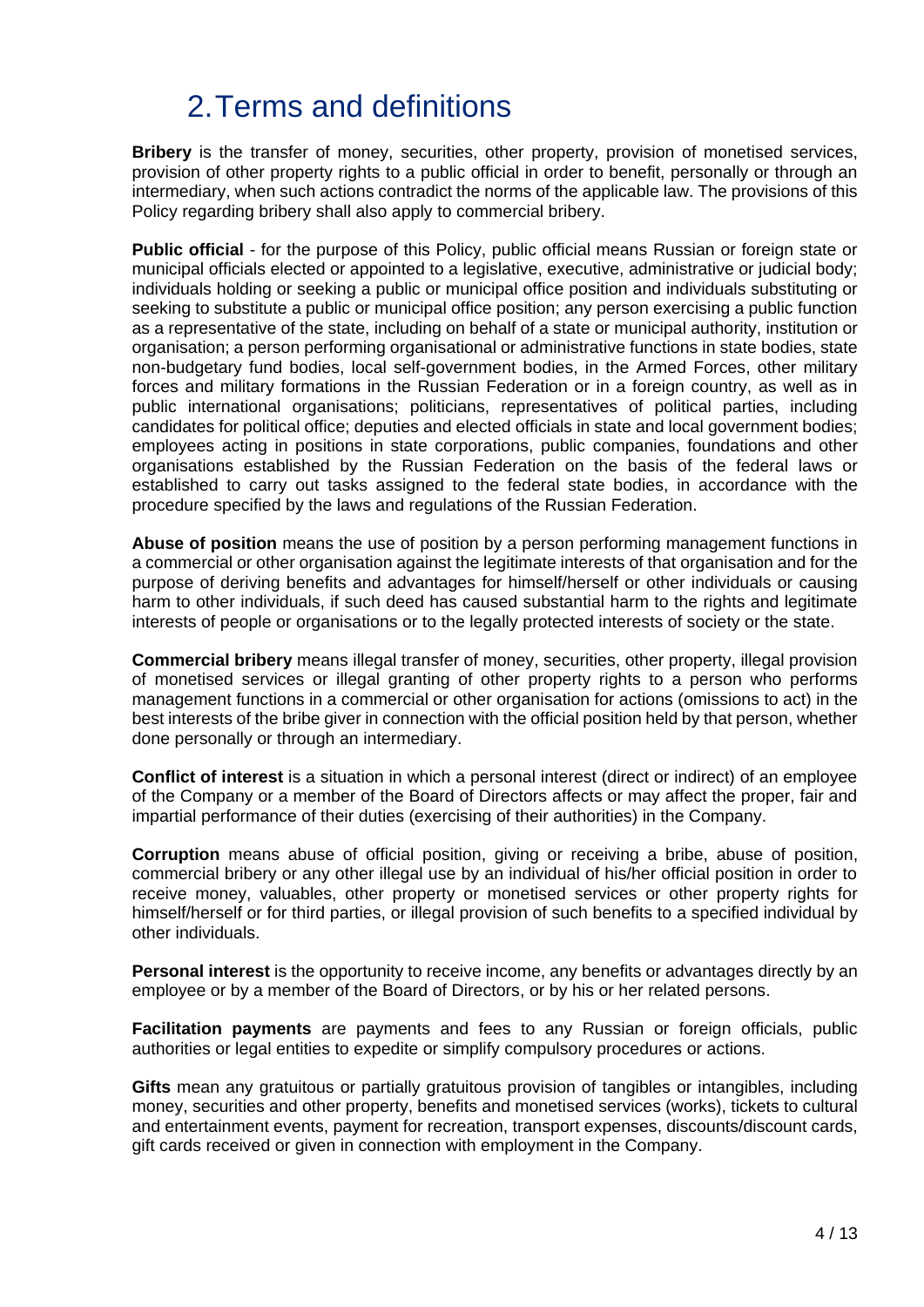# 2. Terms and definitions

**Bribery** is the transfer of money, securities, other property, provision of monetised services, provision of other property rights to a public official in order to benefit, personally or through an intermediary, when such actions contradict the norms of the applicable law. The provisions of this Policy regarding bribery shall also apply to commercial bribery.

**Public official** - for the purpose of this Policy, public official means Russian or foreign state or municipal officials elected or appointed to a legislative, executive, administrative or judicial body; individuals holding or seeking a public or municipal office position and individuals substituting or seeking to substitute a public or municipal office position; any person exercising a public function as a representative of the state, including on behalf of a state or municipal authority, institution or organisation; a person performing organisational or administrative functions in state bodies, state non-budgetary fund bodies, local self-government bodies, in the Armed Forces, other military forces and military formations in the Russian Federation or in a foreign country, as well as in public international organisations; politicians, representatives of political parties, including candidates for political office; deputies and elected officials in state and local government bodies; employees acting in positions in state corporations, public companies, foundations and other organisations established by the Russian Federation on the basis of the federal laws or established to carry out tasks assigned to the federal state bodies, in accordance with the procedure specified by the laws and regulations of the Russian Federation.

**Abuse of position** means the use of position by a person performing management functions in a commercial or other organisation against the legitimate interests of that organisation and for the purpose of deriving benefits and advantages for himself/herself or other individuals or causing harm to other individuals, if such deed has caused substantial harm to the rights and legitimate interests of people or organisations or to the legally protected interests of society or the state.

**Commercial bribery** means illegal transfer of money, securities, other property, illegal provision of monetised services or illegal granting of other property rights to a person who performs management functions in a commercial or other organisation for actions (omissions to act) in the best interests of the bribe giver in connection with the official position held by that person, whether done personally or through an intermediary.

**Conflict of interest** is a situation in which a personal interest (direct or indirect) of an employee of the Company or a member of the Board of Directors affects or may affect the proper, fair and impartial performance of their duties (exercising of their authorities) in the Company.

**Corruption** means abuse of official position, giving or receiving a bribe, abuse of position, commercial bribery or any other illegal use by an individual of his/her official position in order to receive money, valuables, other property or monetised services or other property rights for himself/herself or for third parties, or illegal provision of such benefits to a specified individual by other individuals.

**Personal interest** is the opportunity to receive income, any benefits or advantages directly by an employee or by a member of the Board of Directors, or by his or her related persons.

**Facilitation payments** are payments and fees to any Russian or foreign officials, public authorities or legal entities to expedite or simplify compulsory procedures or actions.

**Gifts** mean any gratuitous or partially gratuitous provision of tangibles or intangibles, including money, securities and other property, benefits and monetised services (works), tickets to cultural and entertainment events, payment for recreation, transport expenses, discounts/discount cards, gift cards received or given in connection with employment in the Company.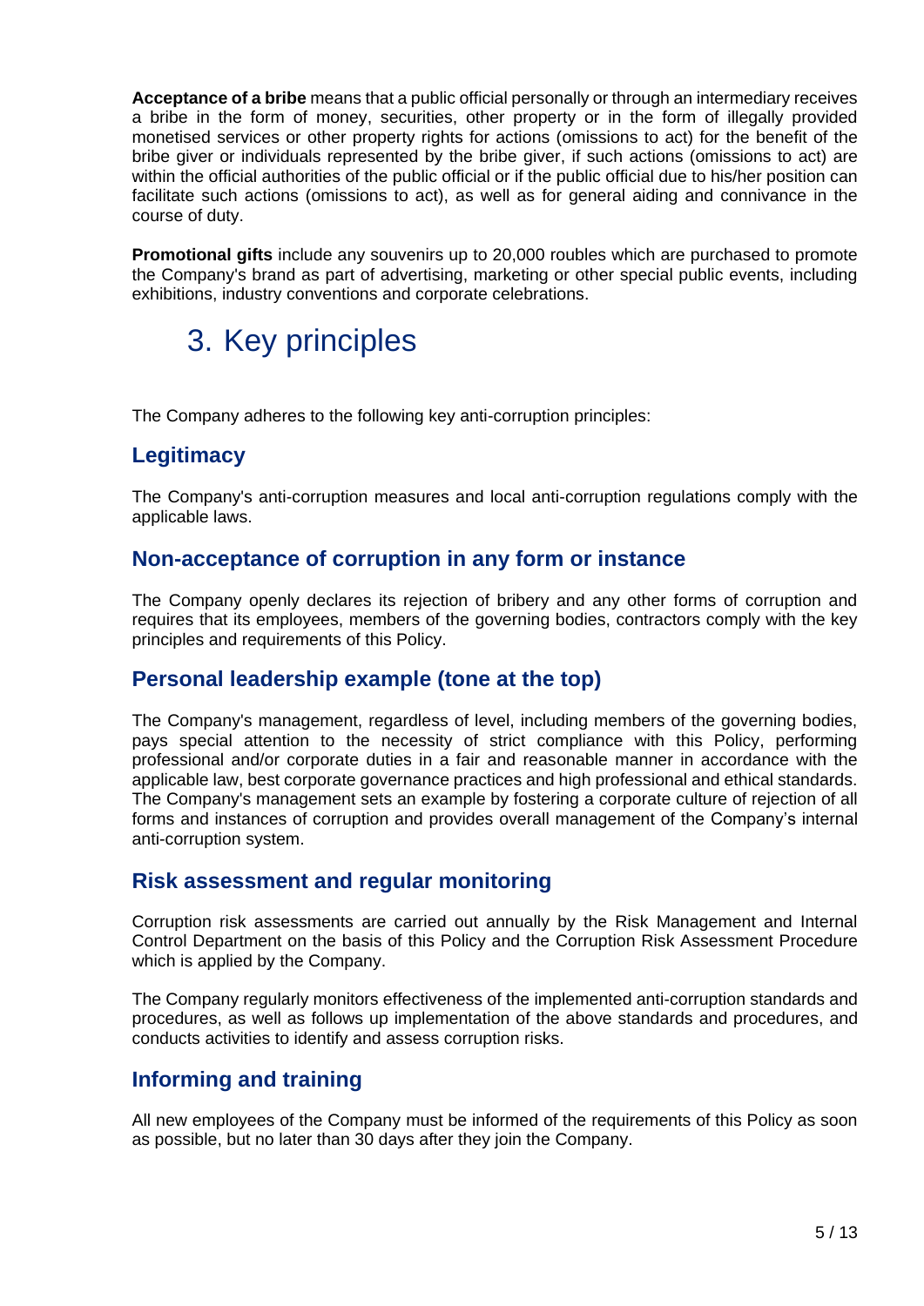**Acceptance of a bribe** means that a public official personally or through an intermediary receives a bribe in the form of money, securities, other property or in the form of illegally provided monetised services or other property rights for actions (omissions to act) for the benefit of the bribe giver or individuals represented by the bribe giver, if such actions (omissions to act) are within the official authorities of the public official or if the public official due to his/her position can facilitate such actions (omissions to act), as well as for general aiding and connivance in the course of duty.

**Promotional gifts** include any souvenirs up to 20,000 roubles which are purchased to promote the Company's brand as part of advertising, marketing or other special public events, including exhibitions, industry conventions and corporate celebrations.

# 3. Key principles

The Company adheres to the following key anti-corruption principles:

## Legitimacy

The Company's anti-corruption measures and local anti-corruption regulations comply with the applicable laws.

## Non-acceptance of corruption in any form or instance

The Company openly declares its rejection of bribery and any other forms of corruption and requires that its employees, members of the governing bodies, contractors comply with the key principles and requirements of this Policy.

## Personal leadership example (tone at the top)

The Company's management, regardless of level, including members of the governing bodies, pays special attention to the necessity of strict compliance with this Policy, performing professional and/or corporate duties in a fair and reasonable manner in accordance with the applicable law, best corporate governance practices and high professional and ethical standards. The Company's management sets an example by fostering a corporate culture of rejection of all forms and instances of corruption and provides overall management of the Company's internal anti-corruption system.

## Risk assessment and regular monitoring

Corruption risk assessments are carried out annually by the Risk Management and Internal Control Department on the basis of this Policy and the Corruption Risk Assessment Procedure which is applied by the Company.

The Company regularly monitors effectiveness of the implemented anti-corruption standards and procedures, as well as follows up implementation of the above standards and procedures, and conducts activities to identify and assess corruption risks.

## Informing and training

All new employees of the Company must be informed of the requirements of this Policy as soon as possible, but no later than 30 days after they join the Company.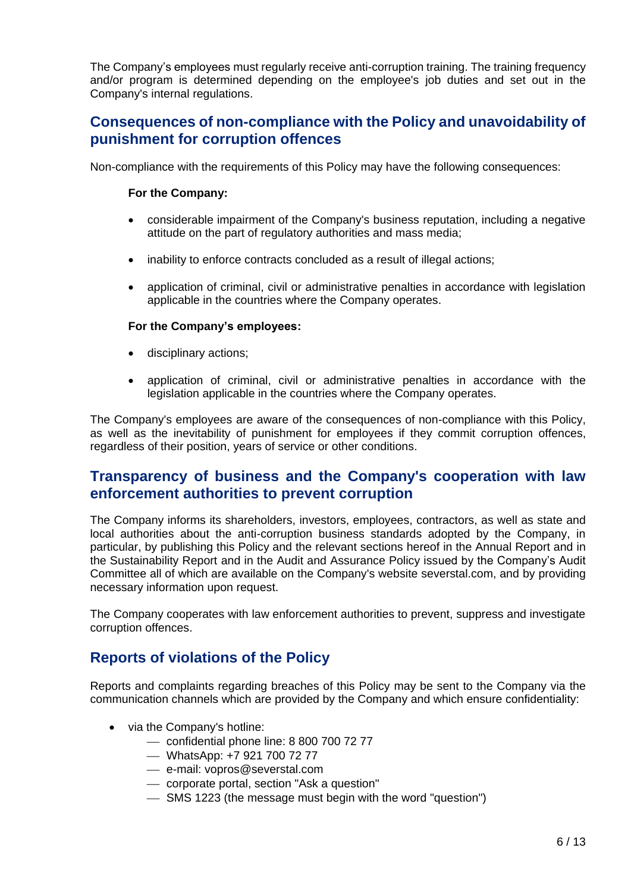The Company's employees must regularly receive anti-corruption training. The training frequency and/or program is determined depending on the employee's job duties and set out in the Company's internal regulations.

## Consequences of non-compliance with the Policy and unavoidability of punishment for corruption offences

Non-compliance with the requirements of this Policy may have the following consequences:

**For the Company:**

- considerable impairment of the Company's business reputation, including a negative attitude on the part of regulatory authorities and mass media;
- inability to enforce contracts concluded as a result of illegal actions;
- application of criminal, civil or administrative penalties in accordance with legislation applicable in the countries where the Company operates.

**For the Company's employees:**

- disciplinary actions;
- application of criminal, civil or administrative penalties in accordance with the legislation applicable in the countries where the Company operates.

The Company's employees are aware of the consequences of non-compliance with this Policy, as well as the inevitability of punishment for employees if they commit corruption offences, regardless of their position, years of service or other conditions.

## Transparency of business and the Company's cooperation with law enforcement authorities to prevent corruption

The Company informs its shareholders, investors, employees, contractors, as well as state and local authorities about the anti-corruption business standards adopted by the Company, in particular, by publishing this Policy and the relevant sections hereof in the Annual Report and in the Sustainability Report and in the Audit and Assurance Policy issued by the Company's Audit Committee all of which are available on the Company's website severstal.com, and by providing necessary information upon request.

The Company cooperates with law enforcement authorities to prevent, suppress and investigate corruption offences.

## Reports of violations of the Policy

Reports and complaints regarding breaches of this Policy may be sent to the Company via the communication channels which are provided by the Company and which ensure confidentiality:

- via the Company's hotline:
  - confidential phone line: 8 800 700 72 77
  - WhatsApp: +7 921 700 72 77
  - e-mail: vopros@severstal.com
  - corporate portal, section "Ask a question"
  - SMS 1223 (the message must begin with the word "question")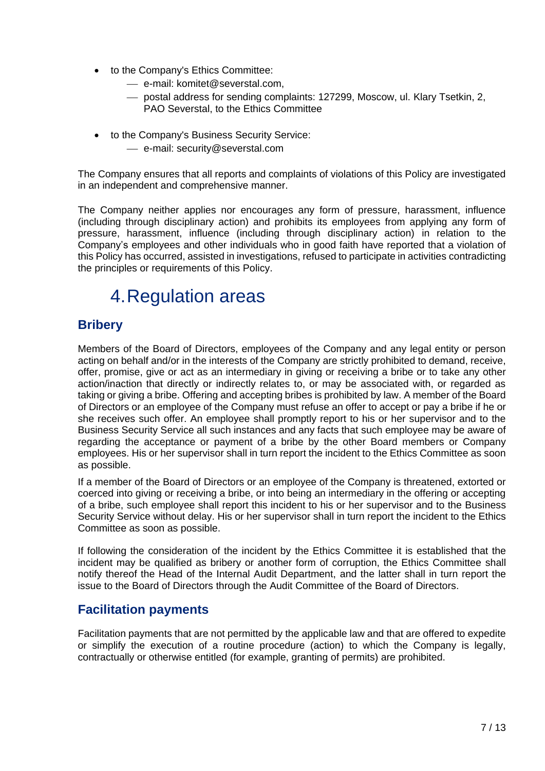- to the Company's Ethics Committee:
  - e-mail: komitet@severstal.com,
  - postal address for sending complaints: 127299, Moscow, ul. Klary Tsetkin, 2, PAO Severstal, to the Ethics Committee

- to the Company's Business Security Service:
  - e-mail: security@severstal.com

The Company ensures that all reports and complaints of violations of this Policy are investigated in an independent and comprehensive manner.

The Company neither applies nor encourages any form of pressure, harassment, influence (including through disciplinary action) and prohibits its employees from applying any form of pressure, harassment, influence (including through disciplinary action) in relation to the Company's employees and other individuals who in good faith have reported that a violation of this Policy has occurred, assisted in investigations, refused to participate in activities contradicting the principles or requirements of this Policy.

# 4. Regulation areas

## Bribery

Members of the Board of Directors, employees of the Company and any legal entity or person acting on behalf and/or in the interests of the Company are strictly prohibited to demand, receive, offer, promise, give or act as an intermediary in giving or receiving a bribe or to take any other action/inaction that directly or indirectly relates to, or may be associated with, or regarded as taking or giving a bribe. Offering and accepting bribes is prohibited by law. A member of the Board of Directors or an employee of the Company must refuse an offer to accept or pay a bribe if he or she receives such offer. An employee shall promptly report to his or her supervisor and to the Business Security Service all such instances and any facts that such employee may be aware of regarding the acceptance or payment of a bribe by the other Board members or Company employees. His or her supervisor shall in turn report the incident to the Ethics Committee as soon as possible.

If a member of the Board of Directors or an employee of the Company is threatened, extorted or coerced into giving or receiving a bribe, or into being an intermediary in the offering or accepting of a bribe, such employee shall report this incident to his or her supervisor and to the Business Security Service without delay. His or her supervisor shall in turn report the incident to the Ethics Committee as soon as possible.

If following the consideration of the incident by the Ethics Committee it is established that the incident may be qualified as bribery or another form of corruption, the Ethics Committee shall notify thereof the Head of the Internal Audit Department, and the latter shall in turn report the issue to the Board of Directors through the Audit Committee of the Board of Directors.

## Facilitation payments

Facilitation payments that are not permitted by the applicable law and that are offered to expedite or simplify the execution of a routine procedure (action) to which the Company is legally, contractually or otherwise entitled (for example, granting of permits) are prohibited.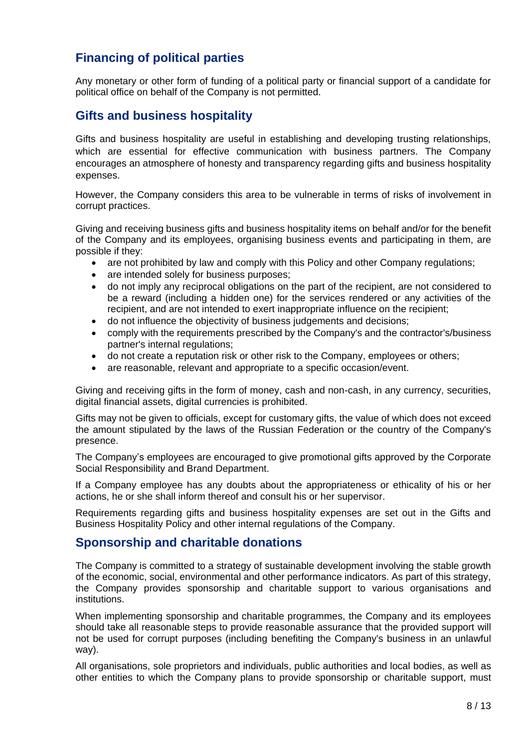## Financing of political parties

Any monetary or other form of funding of a political party or financial support of a candidate for political office on behalf of the Company is not permitted.

## Gifts and business hospitality

Gifts and business hospitality are useful in establishing and developing trusting relationships, which are essential for effective communication with business partners. The Company encourages an atmosphere of honesty and transparency regarding gifts and business hospitality expenses.

However, the Company considers this area to be vulnerable in terms of risks of involvement in corrupt practices.

Giving and receiving business gifts and business hospitality items on behalf and/or for the benefit of the Company and its employees, organising business events and participating in them, are possible if they:

- are not prohibited by law and comply with this Policy and other Company regulations;
- are intended solely for business purposes;
- do not imply any reciprocal obligations on the part of the recipient, are not considered to be a reward (including a hidden one) for the services rendered or any activities of the recipient, and are not intended to exert inappropriate influence on the recipient;
- do not influence the objectivity of business judgements and decisions;
- comply with the requirements prescribed by the Company's and the contractor's/business partner's internal regulations;
- do not create a reputation risk or other risk to the Company, employees or others;
- are reasonable, relevant and appropriate to a specific occasion/event.

Giving and receiving gifts in the form of money, cash and non-cash, in any currency, securities, digital financial assets, digital currencies is prohibited.

Gifts may not be given to officials, except for customary gifts, the value of which does not exceed the amount stipulated by the laws of the Russian Federation or the country of the Company's presence.

The Company's employees are encouraged to give promotional gifts approved by the Corporate Social Responsibility and Brand Department.

If a Company employee has any doubts about the appropriateness or ethicality of his or her actions, he or she shall inform thereof and consult his or her supervisor.

Requirements regarding gifts and business hospitality expenses are set out in the Gifts and Business Hospitality Policy and other internal regulations of the Company.

## Sponsorship and charitable donations

The Company is committed to a strategy of sustainable development involving the stable growth of the economic, social, environmental and other performance indicators. As part of this strategy, the Company provides sponsorship and charitable support to various organisations and institutions.

When implementing sponsorship and charitable programmes, the Company and its employees should take all reasonable steps to provide reasonable assurance that the provided support will not be used for corrupt purposes (including benefiting the Company's business in an unlawful way).

All organisations, sole proprietors and individuals, public authorities and local bodies, as well as other entities to which the Company plans to provide sponsorship or charitable support, must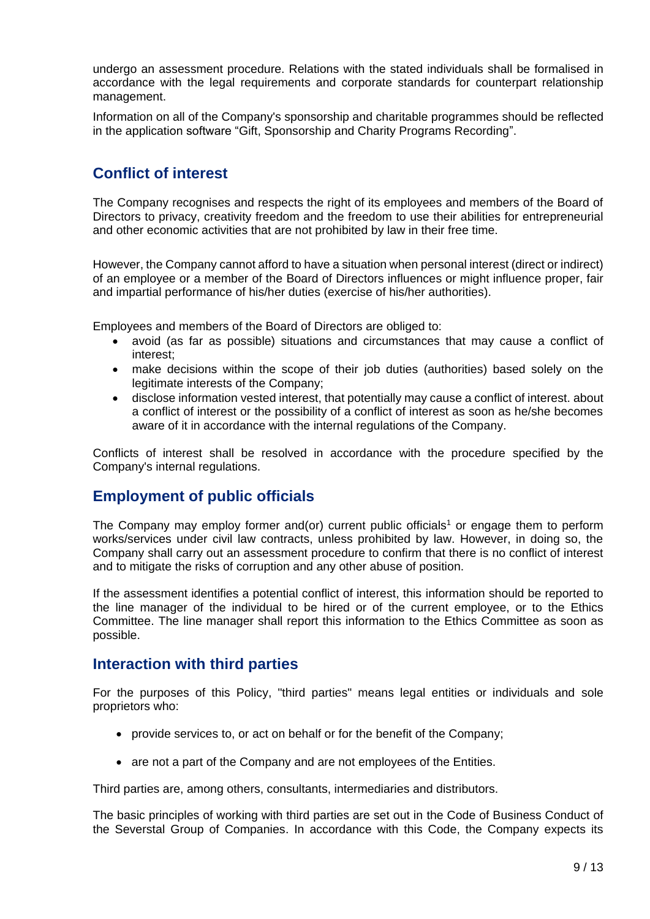undergo an assessment procedure. Relations with the stated individuals shall be formalised in accordance with the legal requirements and corporate standards for counterpart relationship management.

Information on all of the Company's sponsorship and charitable programmes should be reflected in the application software "Gift, Sponsorship and Charity Programs Recording".

## Conflict of interest

The Company recognises and respects the right of its employees and members of the Board of Directors to privacy, creativity freedom and the freedom to use their abilities for entrepreneurial and other economic activities that are not prohibited by law in their free time.

However, the Company cannot afford to have a situation when personal interest (direct or indirect) of an employee or a member of the Board of Directors influences or might influence proper, fair and impartial performance of his/her duties (exercise of his/her authorities).

Employees and members of the Board of Directors are obliged to:

- avoid (as far as possible) situations and circumstances that may cause a conflict of interest;
- make decisions within the scope of their job duties (authorities) based solely on the legitimate interests of the Company;
- disclose information vested interest, that potentially may cause a conflict of interest. about a conflict of interest or the possibility of a conflict of interest as soon as he/she becomes aware of it in accordance with the internal regulations of the Company.

Conflicts of interest shall be resolved in accordance with the procedure specified by the Company's internal regulations.

## Employment of public officials

The Company may employ former and(or) current public officials[1] or engage them to perform works/services under civil law contracts, unless prohibited by law. However, in doing so, the Company shall carry out an assessment procedure to confirm that there is no conflict of interest and to mitigate the risks of corruption and any other abuse of position.

If the assessment identifies a potential conflict of interest, this information should be reported to the line manager of the individual to be hired or of the current employee, or to the Ethics Committee. The line manager shall report this information to the Ethics Committee as soon as possible.

## Interaction with third parties

For the purposes of this Policy, "third parties" means legal entities or individuals and sole proprietors who:

- provide services to, or act on behalf or for the benefit of the Company;
- are not a part of the Company and are not employees of the Entities.

Third parties are, among others, consultants, intermediaries and distributors.

The basic principles of working with third parties are set out in the Code of Business Conduct of the Severstal Group of Companies. In accordance with this Code, the Company expects its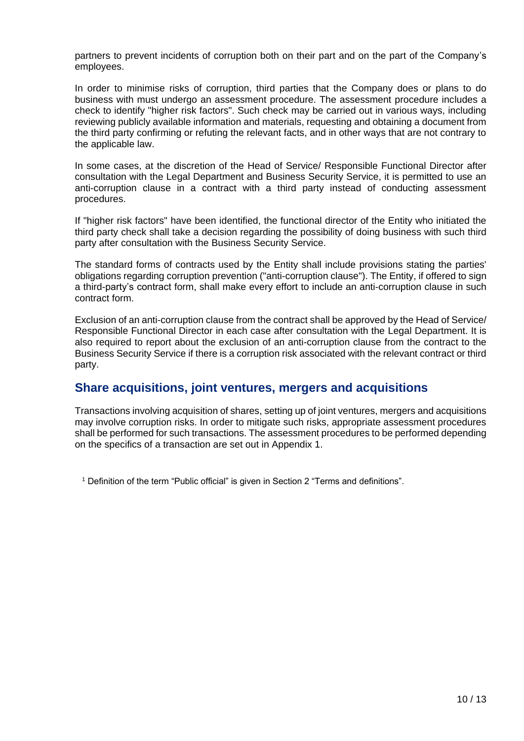partners to prevent incidents of corruption both on their part and on the part of the Company's employees.

In order to minimise risks of corruption, third parties that the Company does or plans to do business with must undergo an assessment procedure. The assessment procedure includes a check to identify "higher risk factors". Such check may be carried out in various ways, including reviewing publicly available information and materials, requesting and obtaining a document from the third party confirming or refuting the relevant facts, and in other ways that are not contrary to the applicable law.

In some cases, at the discretion of the Head of Service/ Responsible Functional Director after consultation with the Legal Department and Business Security Service, it is permitted to use an anti-corruption clause in a contract with a third party instead of conducting assessment procedures.

If "higher risk factors" have been identified, the functional director of the Entity who initiated the third party check shall take a decision regarding the possibility of doing business with such third party after consultation with the Business Security Service.

The standard forms of contracts used by the Entity shall include provisions stating the parties' obligations regarding corruption prevention ("anti-corruption clause"). The Entity, if offered to sign a third-party's contract form, shall make every effort to include an anti-corruption clause in such contract form.

Exclusion of an anti-corruption clause from the contract shall be approved by the Head of Service/ Responsible Functional Director in each case after consultation with the Legal Department. It is also required to report about the exclusion of an anti-corruption clause from the contract to the Business Security Service if there is a corruption risk associated with the relevant contract or third party.

## Share acquisitions, joint ventures, mergers and acquisitions

Transactions involving acquisition of shares, setting up of joint ventures, mergers and acquisitions may involve corruption risks. In order to mitigate such risks, appropriate assessment procedures shall be performed for such transactions. The assessment procedures to be performed depending on the specifics of a transaction are set out in Appendix 1.

[1] Definition of the term "Public official" is given in Section 2 "Terms and definitions".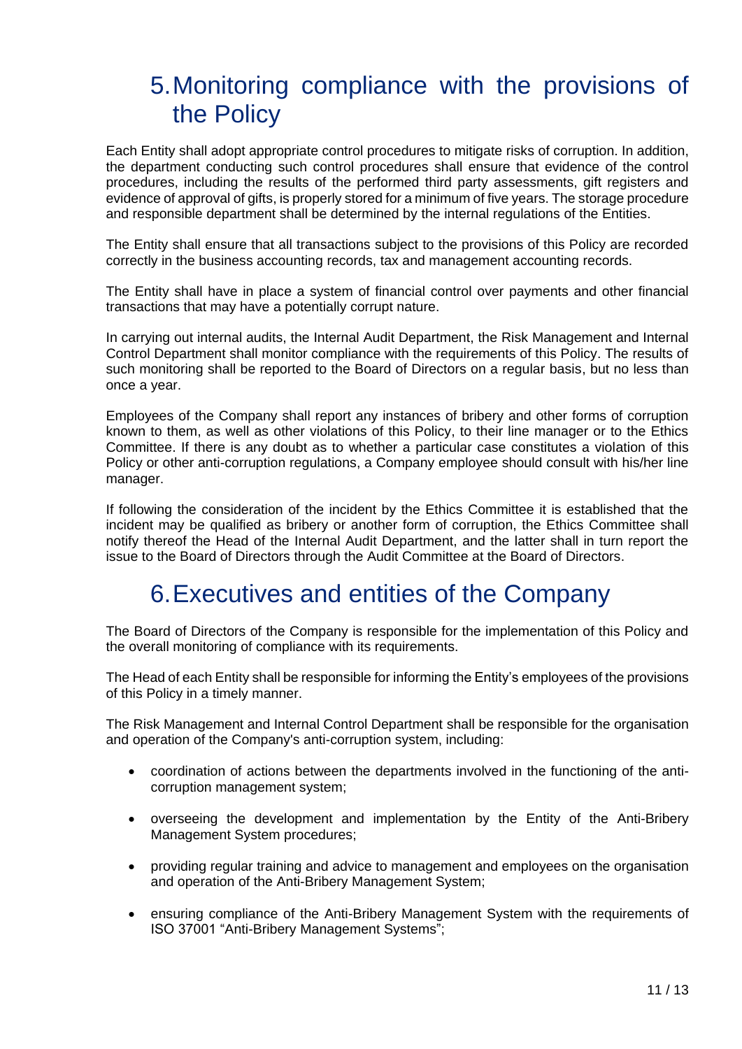# 5. Monitoring compliance with the provisions of the Policy

Each Entity shall adopt appropriate control procedures to mitigate risks of corruption. In addition, the department conducting such control procedures shall ensure that evidence of the control procedures, including the results of the performed third party assessments, gift registers and evidence of approval of gifts, is properly stored for a minimum of five years. The storage procedure and responsible department shall be determined by the internal regulations of the Entities.

The Entity shall ensure that all transactions subject to the provisions of this Policy are recorded correctly in the business accounting records, tax and management accounting records.

The Entity shall have in place a system of financial control over payments and other financial transactions that may have a potentially corrupt nature.

In carrying out internal audits, the Internal Audit Department, the Risk Management and Internal Control Department shall monitor compliance with the requirements of this Policy. The results of such monitoring shall be reported to the Board of Directors on a regular basis, but no less than once a year.

Employees of the Company shall report any instances of bribery and other forms of corruption known to them, as well as other violations of this Policy, to their line manager or to the Ethics Committee. If there is any doubt as to whether a particular case constitutes a violation of this Policy or other anti-corruption regulations, a Company employee should consult with his/her line manager.

If following the consideration of the incident by the Ethics Committee it is established that the incident may be qualified as bribery or another form of corruption, the Ethics Committee shall notify thereof the Head of the Internal Audit Department, and the latter shall in turn report the issue to the Board of Directors through the Audit Committee at the Board of Directors.

# 6. Executives and entities of the Company

The Board of Directors of the Company is responsible for the implementation of this Policy and the overall monitoring of compliance with its requirements.

The Head of each Entity shall be responsible for informing the Entity's employees of the provisions of this Policy in a timely manner.

The Risk Management and Internal Control Department shall be responsible for the organisation and operation of the Company's anti-corruption system, including:

- coordination of actions between the departments involved in the functioning of the anti-corruption management system;
- overseeing the development and implementation by the Entity of the Anti-Bribery Management System procedures;
- providing regular training and advice to management and employees on the organisation and operation of the Anti-Bribery Management System;
- ensuring compliance of the Anti-Bribery Management System with the requirements of ISO 37001 "Anti-Bribery Management Systems";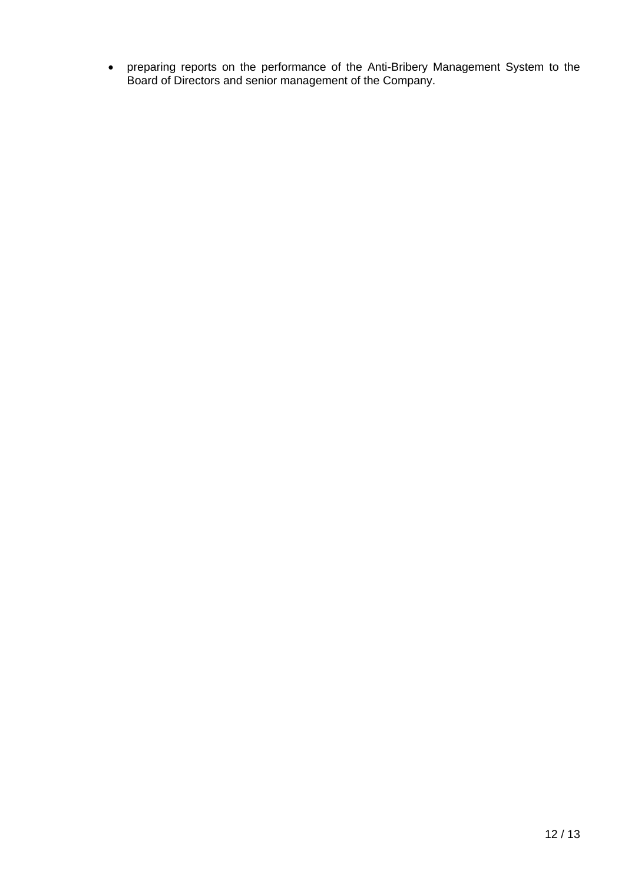- preparing reports on the performance of the Anti-Bribery Management System to the Board of Directors and senior management of the Company.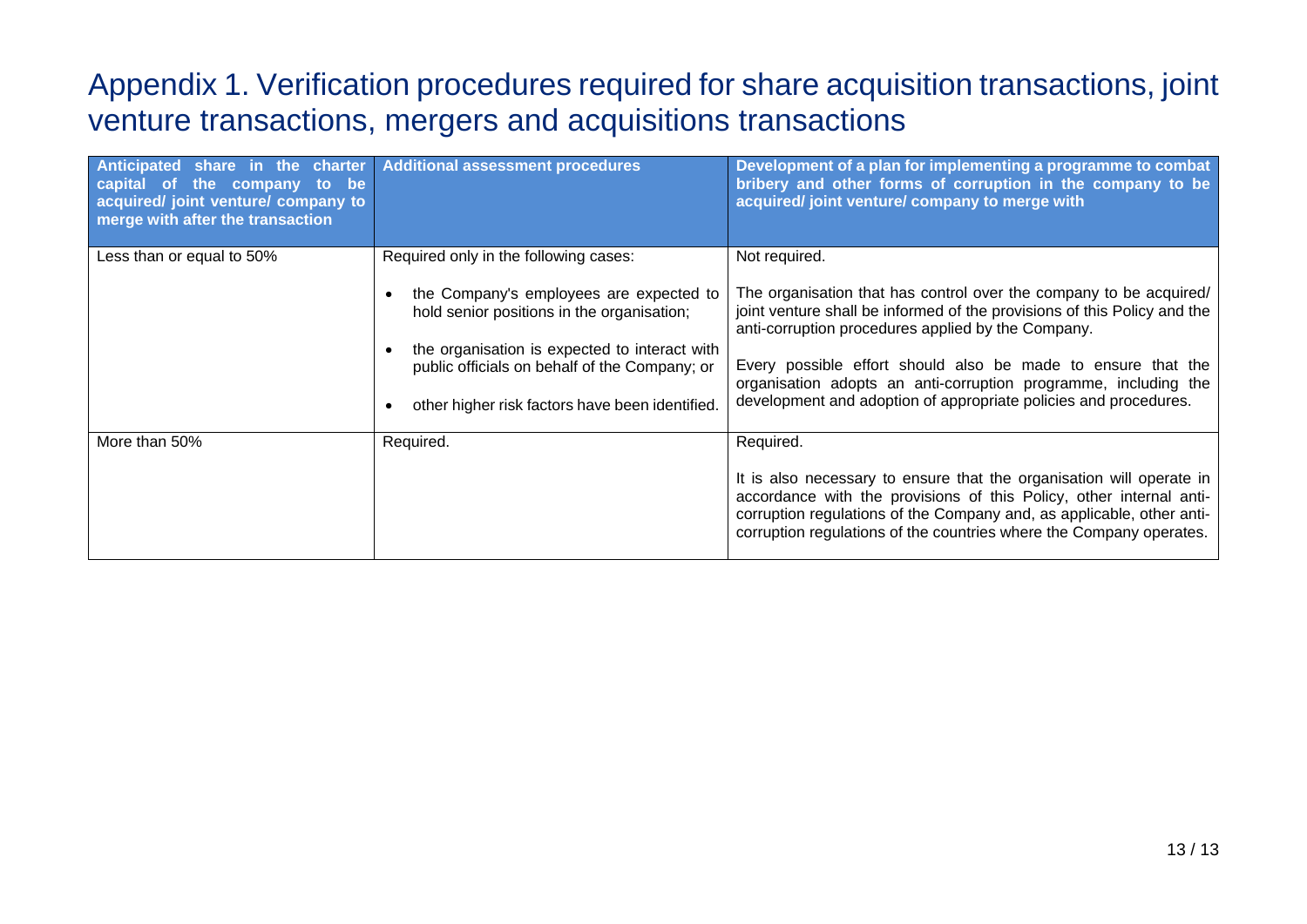# Appendix 1. Verification procedures required for share acquisition transactions, joint venture transactions, mergers and acquisitions transactions

| Anticipated share in the charter capital of the company to be acquired/ joint venture/ company to merge with after the transaction | Additional assessment procedures | Development of a plan for implementing a programme to combat bribery and other forms of corruption in the company to be acquired/ joint venture/ company to merge with |
|---|---|---|
| Less than or equal to 50% | Required only in the following cases:<br><br>• the Company's employees are expected to hold senior positions in the organisation;<br><br>• the organisation is expected to interact with public officials on behalf of the Company; or<br><br>• other higher risk factors have been identified. | Not required.<br><br>The organisation that has control over the company to be acquired/ joint venture shall be informed of the provisions of this Policy and the anti-corruption procedures applied by the Company.<br><br>Every possible effort should also be made to ensure that the organisation adopts an anti-corruption programme, including the development and adoption of appropriate policies and procedures. |
| More than 50% | Required. | Required.<br><br>It is also necessary to ensure that the organisation will operate in accordance with the provisions of this Policy, other internal anti-corruption regulations of the Company and, as applicable, other anti-corruption regulations of the countries where the Company operates. |